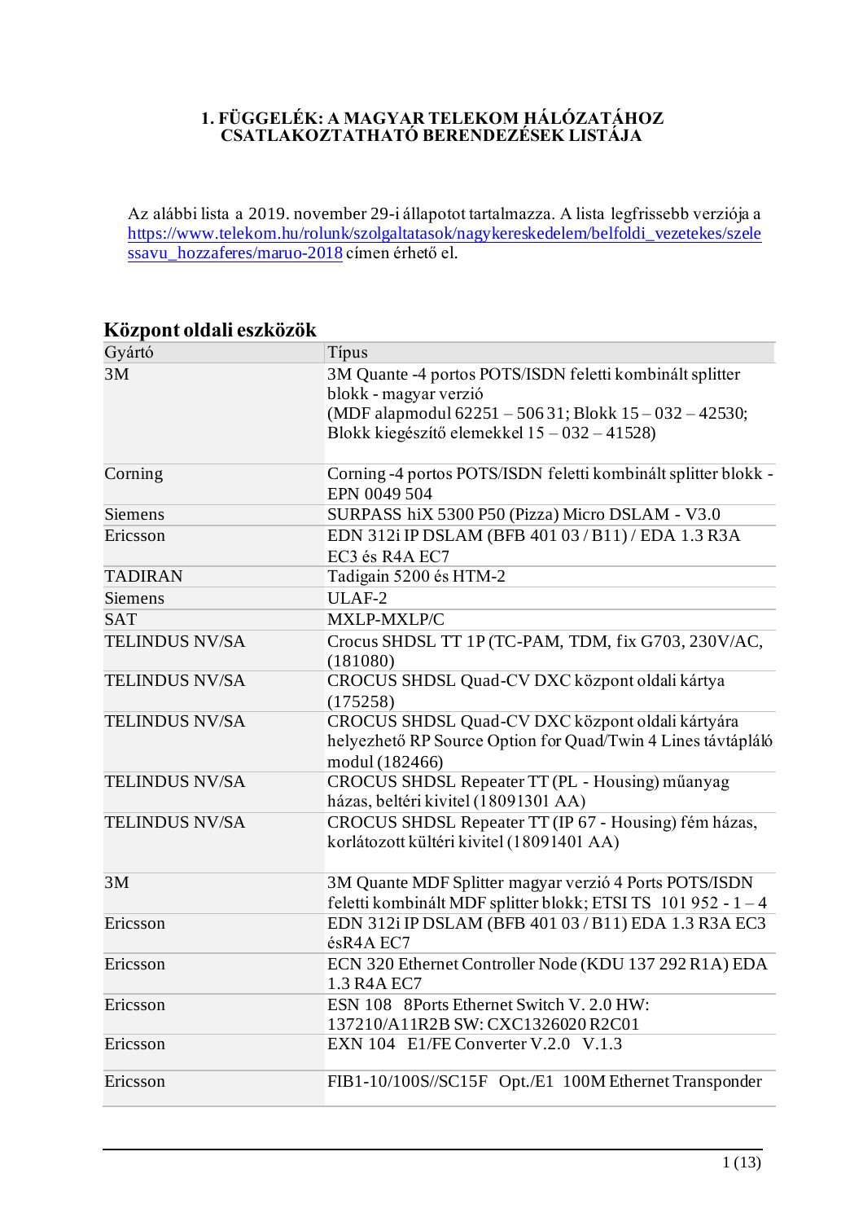# 1. FÜGGELÉK: A MAGYAR TELEKOM HÁLÓZATÁHOZ CSATLAKOZTATHATÓ BERENDEZÉSEK LISTÁJA

Az alábbi lista a 2019. november 29-i állapotot tartalmazza. A lista legfrissebb verziója a https://www.telekom.hu/rolunk/szolgaltatasok/nagykereskedelem/belfoldi_vezetekes/szelessavu_hozzaferes/maruo-2018 címen érhető el.

## Központ oldali eszközök

| Gyártó | Típus |
|---|---|
| 3M | 3M Quante -4 portos POTS/ISDN feletti kombinált splitter blokk - magyar verzió (MDF alapmodul 62251 – 506 31; Blokk 15 – 032 – 42530; Blokk kiegészítő elemekkel 15 – 032 – 41528) |
| Corning | Corning -4 portos POTS/ISDN feletti kombinált splitter blokk - EPN 0049 504 |
| Siemens | SURPASS hiX 5300 P50 (Pizza) Micro DSLAM - V3.0 |
| Ericsson | EDN 312i IP DSLAM (BFB 401 03 / B11) / EDA 1.3 R3A EC3 és R4A EC7 |
| TADIRAN | Tadigain 5200 és HTM-2 |
| Siemens | ULAF-2 |
| SAT | MXLP-MXLP/C |
| TELINDUS NV/SA | Crocus SHDSL TT 1P (TC-PAM, TDM, fix G703, 230V/AC, (181080) |
| TELINDUS NV/SA | CROCUS SHDSL Quad-CV DXC központ oldali kártya (175258) |
| TELINDUS NV/SA | CROCUS SHDSL Quad-CV DXC központ oldali kártyára helyezhető RP Source Option for Quad/Twin 4 Lines távtápláló modul (182466) |
| TELINDUS NV/SA | CROCUS SHDSL Repeater TT (PL - Housing) műanyag házas, beltéri kivitel (18091301 AA) |
| TELINDUS NV/SA | CROCUS SHDSL Repeater TT (IP 67 - Housing) fém házas, korlátozott kültéri kivitel (18091401 AA) |
| 3M | 3M Quante MDF Splitter magyar verzió 4 Ports POTS/ISDN feletti kombinált MDF splitter blokk; ETSI TS 101 952 - 1 – 4 |
| Ericsson | EDN 312i IP DSLAM (BFB 401 03 / B11) EDA 1.3 R3A EC3 ésR4A EC7 |
| Ericsson | ECN 320 Ethernet Controller Node (KDU 137 292 R1A) EDA 1.3 R4A EC7 |
| Ericsson | ESN 108 8Ports Ethernet Switch V. 2.0 HW: 137210/A11R2B SW: CXC1326020 R2C01 |
| Ericsson | EXN 104 E1/FE Converter V.2.0 V.1.3 |
| Ericsson | FIB1-10/100S//SC15F Opt./E1 100M Ethernet Transponder |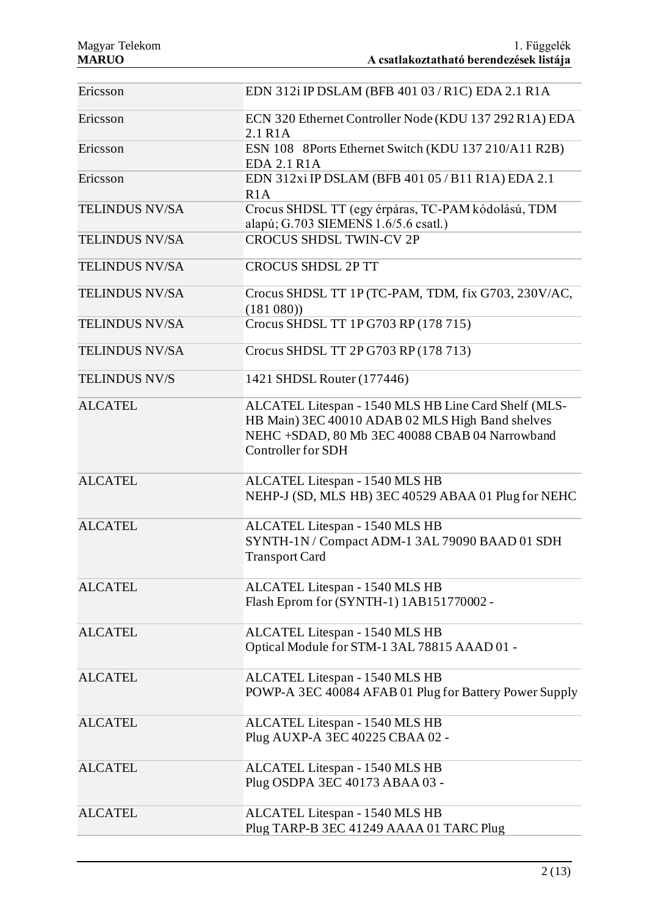| | |
|---|---|
| Ericsson | EDN 312i IP DSLAM (BFB 401 03 / R1C) EDA 2.1 R1A |
| Ericsson | ECN 320 Ethernet Controller Node (KDU 137 292 R1A) EDA 2.1 R1A |
| Ericsson | ESN 108 8Ports Ethernet Switch (KDU 137 210/A11 R2B) EDA 2.1 R1A |
| Ericsson | EDN 312xi IP DSLAM (BFB 401 05 / B11 R1A) EDA 2.1 R1A |
| TELINDUS NV/SA | Crocus SHDSL TT (egy érpáras, TC-PAM kódolású, TDM alapú; G.703 SIEMENS 1.6/5.6 csatl.) |
| TELINDUS NV/SA | CROCUS SHDSL TWIN-CV 2P |
| TELINDUS NV/SA | CROCUS SHDSL 2P TT |
| TELINDUS NV/SA | Crocus SHDSL TT 1P (TC-PAM, TDM, fix G703, 230V/AC, (181 080)) |
| TELINDUS NV/SA | Crocus SHDSL TT 1P G703 RP (178 715) |
| TELINDUS NV/SA | Crocus SHDSL TT 2P G703 RP (178 713) |
| TELINDUS NV/S | 1421 SHDSL Router (177446) |
| ALCATEL | ALCATEL Litespan - 1540 MLS HB Line Card Shelf (MLS-HB Main) 3EC 40010 ADAB 02 MLS High Band shelves NEHC +SDAD, 80 Mb 3EC 40088 CBAB 04 Narrowband Controller for SDH |
| ALCATEL | ALCATEL Litespan - 1540 MLS HB<br>NEHP-J (SD, MLS HB) 3EC 40529 ABAA 01 Plug for NEHC |
| ALCATEL | ALCATEL Litespan - 1540 MLS HB<br>SYNTH-1N / Compact ADM-1 3AL 79090 BAAD 01 SDH Transport Card |
| ALCATEL | ALCATEL Litespan - 1540 MLS HB<br>Flash Eprom for (SYNTH-1) 1AB151770002 - |
| ALCATEL | ALCATEL Litespan - 1540 MLS HB<br>Optical Module for STM-1 3AL 78815 AAAD 01 - |
| ALCATEL | ALCATEL Litespan - 1540 MLS HB<br>POWP-A 3EC 40084 AFAB 01 Plug for Battery Power Supply |
| ALCATEL | ALCATEL Litespan - 1540 MLS HB<br>Plug AUXP-A 3EC 40225 CBAA 02 - |
| ALCATEL | ALCATEL Litespan - 1540 MLS HB<br>Plug OSDPA 3EC 40173 ABAA 03 - |
| ALCATEL | ALCATEL Litespan - 1540 MLS HB<br>Plug TARP-B 3EC 41249 AAAA 01 TARC Plug |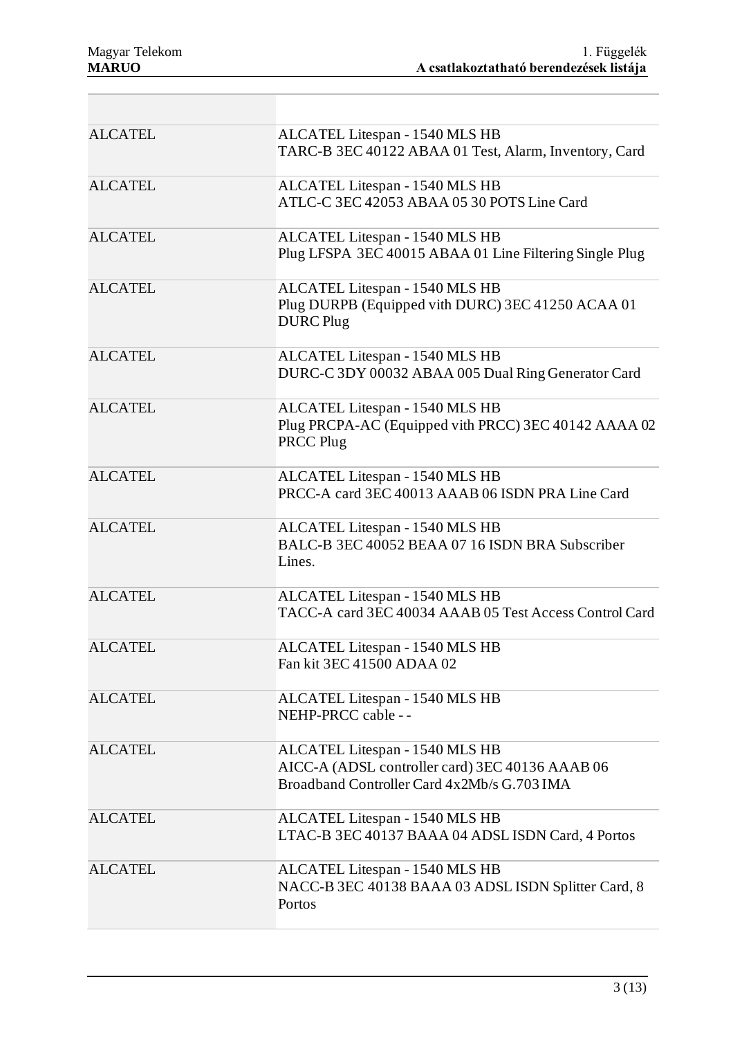| | |
|---|---|
| ALCATEL | ALCATEL Litespan - 1540 MLS HB<br>TARC-B 3EC 40122 ABAA 01 Test, Alarm, Inventory, Card |
| ALCATEL | ALCATEL Litespan - 1540 MLS HB<br>ATLC-C 3EC 42053 ABAA 05 30 POTS Line Card |
| ALCATEL | ALCATEL Litespan - 1540 MLS HB<br>Plug LFSPA 3EC 40015 ABAA 01 Line Filtering Single Plug |
| ALCATEL | ALCATEL Litespan - 1540 MLS HB<br>Plug DURPB (Equipped vith DURC) 3EC 41250 ACAA 01 DURC Plug |
| ALCATEL | ALCATEL Litespan - 1540 MLS HB<br>DURC-C 3DY 00032 ABAA 005 Dual Ring Generator Card |
| ALCATEL | ALCATEL Litespan - 1540 MLS HB<br>Plug PRCPA-AC (Equipped vith PRCC) 3EC 40142 AAAA 02 PRCC Plug |
| ALCATEL | ALCATEL Litespan - 1540 MLS HB<br>PRCC-A card 3EC 40013 AAAB 06 ISDN PRA Line Card |
| ALCATEL | ALCATEL Litespan - 1540 MLS HB<br>BALC-B 3EC 40052 BEAA 07 16 ISDN BRA Subscriber Lines. |
| ALCATEL | ALCATEL Litespan - 1540 MLS HB<br>TACC-A card 3EC 40034 AAAB 05 Test Access Control Card |
| ALCATEL | ALCATEL Litespan - 1540 MLS HB<br>Fan kit 3EC 41500 ADAA 02 |
| ALCATEL | ALCATEL Litespan - 1540 MLS HB<br>NEHP-PRCC cable - - |
| ALCATEL | ALCATEL Litespan - 1540 MLS HB<br>AICC-A (ADSL controller card) 3EC 40136 AAAB 06 Broadband Controller Card 4x2Mb/s G.703 IMA |
| ALCATEL | ALCATEL Litespan - 1540 MLS HB<br>LTAC-B 3EC 40137 BAAA 04 ADSL ISDN Card, 4 Portos |
| ALCATEL | ALCATEL Litespan - 1540 MLS HB<br>NACC-B 3EC 40138 BAAA 03 ADSL ISDN Splitter Card, 8 Portos |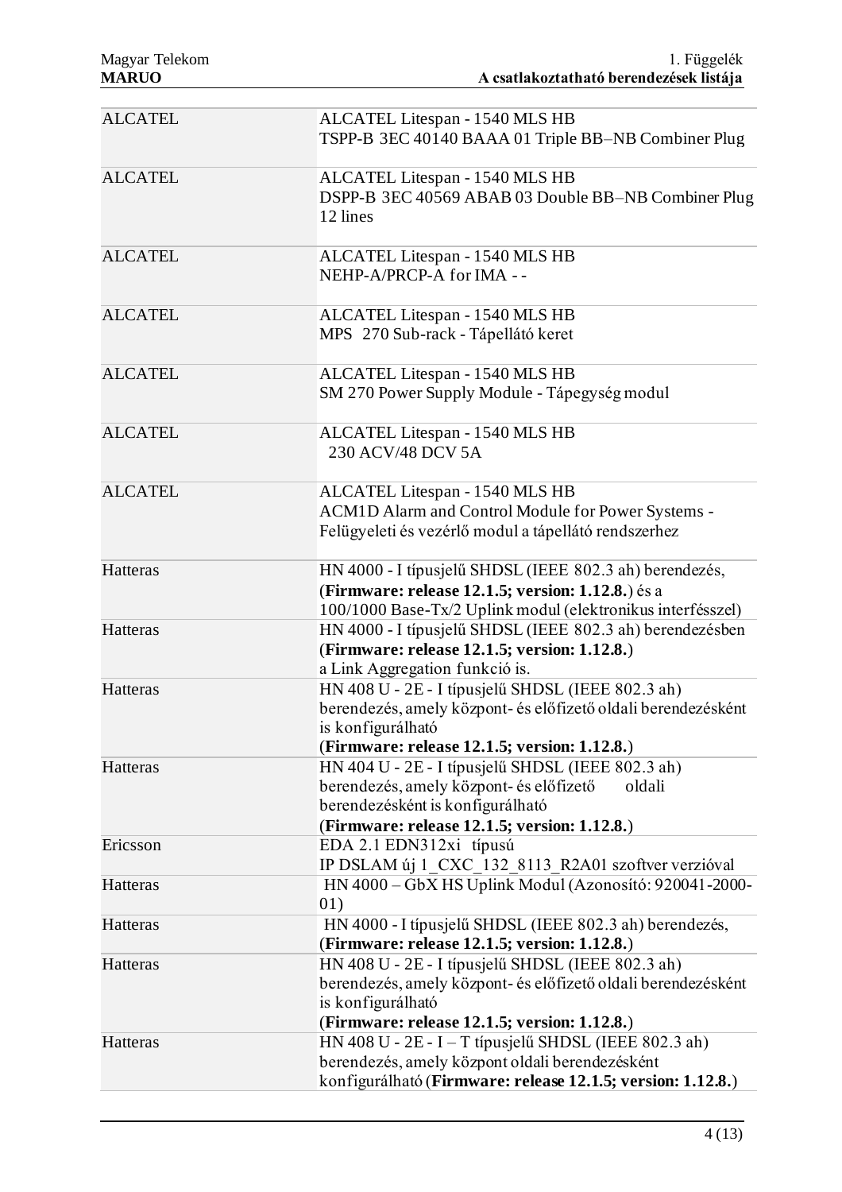| | |
|---|---|
| ALCATEL | ALCATEL Litespan - 1540 MLS HB<br>TSPP-B 3EC 40140 BAAA 01 Triple BB–NB Combiner Plug |
| ALCATEL | ALCATEL Litespan - 1540 MLS HB<br>DSPP-B 3EC 40569 ABAB 03 Double BB–NB Combiner Plug 12 lines |
| ALCATEL | ALCATEL Litespan - 1540 MLS HB<br>NEHP-A/PRCP-A for IMA - - |
| ALCATEL | ALCATEL Litespan - 1540 MLS HB<br>MPS 270 Sub-rack - Tápellátó keret |
| ALCATEL | ALCATEL Litespan - 1540 MLS HB<br>SM 270 Power Supply Module - Tápegység modul |
| ALCATEL | ALCATEL Litespan - 1540 MLS HB<br>230 ACV/48 DCV 5A |
| ALCATEL | ALCATEL Litespan - 1540 MLS HB<br>ACM1D Alarm and Control Module for Power Systems - Felügyeleti és vezérlő modul a tápellátó rendszerhez |
| Hatteras | HN 4000 - I típusjelű SHDSL (IEEE 802.3 ah) berendezés, (**Firmware: release 12.1.5; version: 1.12.8.**) és a 100/1000 Base-Tx/2 Uplink modul (elektronikus interfésszel) |
| Hatteras | HN 4000 - I típusjelű SHDSL (IEEE 802.3 ah) berendezésben (**Firmware: release 12.1.5; version: 1.12.8.**)<br>a Link Aggregation funkció is. |
| Hatteras | HN 408 U - 2E - I típusjelű SHDSL (IEEE 802.3 ah) berendezés, amely központ- és előfizető oldali berendezésként is konfigurálható<br>(**Firmware: release 12.1.5; version: 1.12.8.**) |
| Hatteras | HN 404 U - 2E - I típusjelű SHDSL (IEEE 802.3 ah) berendezés, amely központ- és előfizető oldali berendezésként is konfigurálható<br>(**Firmware: release 12.1.5; version: 1.12.8.**) |
| Ericsson | EDA 2.1 EDN312xi típusú<br>IP DSLAM új 1_CXC_132_8113_R2A01 szoftver verzióval |
| Hatteras | HN 4000 – GbX HS Uplink Modul (Azonosító: 920041-2000-01) |
| Hatteras | HN 4000 - I típusjelű SHDSL (IEEE 802.3 ah) berendezés, (**Firmware: release 12.1.5; version: 1.12.8.**) |
| Hatteras | HN 408 U - 2E - I típusjelű SHDSL (IEEE 802.3 ah) berendezés, amely központ- és előfizető oldali berendezésként is konfigurálható<br>(**Firmware: release 12.1.5; version: 1.12.8.**) |
| Hatteras | HN 408 U - 2E - I – T típusjelű SHDSL (IEEE 802.3 ah) berendezés, amely központ oldali berendezésként konfigurálható (**Firmware: release 12.1.5; version: 1.12.8.**) |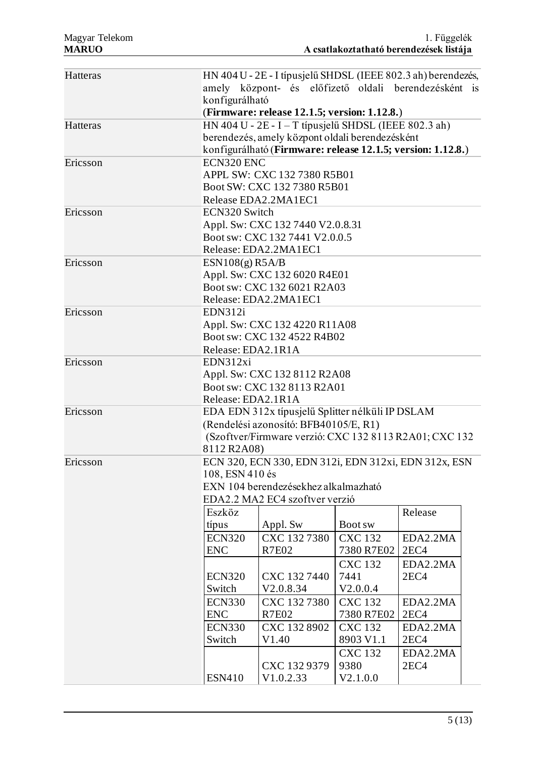| | |
|---|---|
| Hatteras | HN 404 U - 2E - I típusjelű SHDSL (IEEE 802.3 ah) berendezés, amely központ- és előfizető oldali berendezésként is konfigurálható (**Firmware: release 12.1.5; version: 1.12.8.**) |
| Hatteras | HN 404 U - 2E - I – T típusjelű SHDSL (IEEE 802.3 ah) berendezés, amely központ oldali berendezésként konfigurálható (**Firmware: release 12.1.5; version: 1.12.8.**) |
| Ericsson | ECN320 ENC<br>APPL SW: CXC 132 7380 R5B01<br>Boot SW: CXC 132 7380 R5B01<br>Release EDA2.2MA1EC1 |
| Ericsson | ECN320 Switch<br>Appl. Sw: CXC 132 7440 V2.0.8.31<br>Boot sw: CXC 132 7441 V2.0.0.5<br>Release: EDA2.2MA1EC1 |
| Ericsson | ESN108(g) R5A/B<br>Appl. Sw: CXC 132 6020 R4E01<br>Boot sw: CXC 132 6021 R2A03<br>Release: EDA2.2MA1EC1 |
| Ericsson | EDN312i<br>Appl. Sw: CXC 132 4220 R11A08<br>Boot sw: CXC 132 4522 R4B02<br>Release: EDA2.1R1A |
| Ericsson | EDN312xi<br>Appl. Sw: CXC 132 8112 R2A08<br>Boot sw: CXC 132 8113 R2A01<br>Release: EDA2.1R1A |
| Ericsson | EDA EDN 312x típusjelű Splitter nélküli IP DSLAM<br>(Rendelési azonosító: BFB40105/E, R1)<br>(Szoftver/Firmware verzió: CXC 132 8113 R2A01; CXC 132 8112 R2A08) |
| Ericsson | ECN 320, ECN 330, EDN 312i, EDN 312xi, EDN 312x, ESN 108, ESN 410 és<br>EXN 104 berendezésekhez alkalmazható<br>EDA2.2 MA2 EC4 szoftver verzió |

| Eszköz típus | Appl. Sw | Boot sw | Release |
|---|---|---|---|
| ECN320 ENC | CXC 132 7380 R7E02 | CXC 132 7380 R7E02 | EDA2.2MA 2EC4 |
| ECN320 Switch | CXC 132 7440 V2.0.8.34 | CXC 132 7441 V2.0.0.4 | EDA2.2MA 2EC4 |
| ECN330 ENC | CXC 132 7380 R7E02 | CXC 132 7380 R7E02 | EDA2.2MA 2EC4 |
| ECN330 Switch | CXC 132 8902 V1.40 | CXC 132 8903 V1.1 | EDA2.2MA 2EC4 |
| ESN410 | CXC 132 9379 V1.0.2.33 | CXC 132 9380 V2.1.0.0 | EDA2.2MA 2EC4 |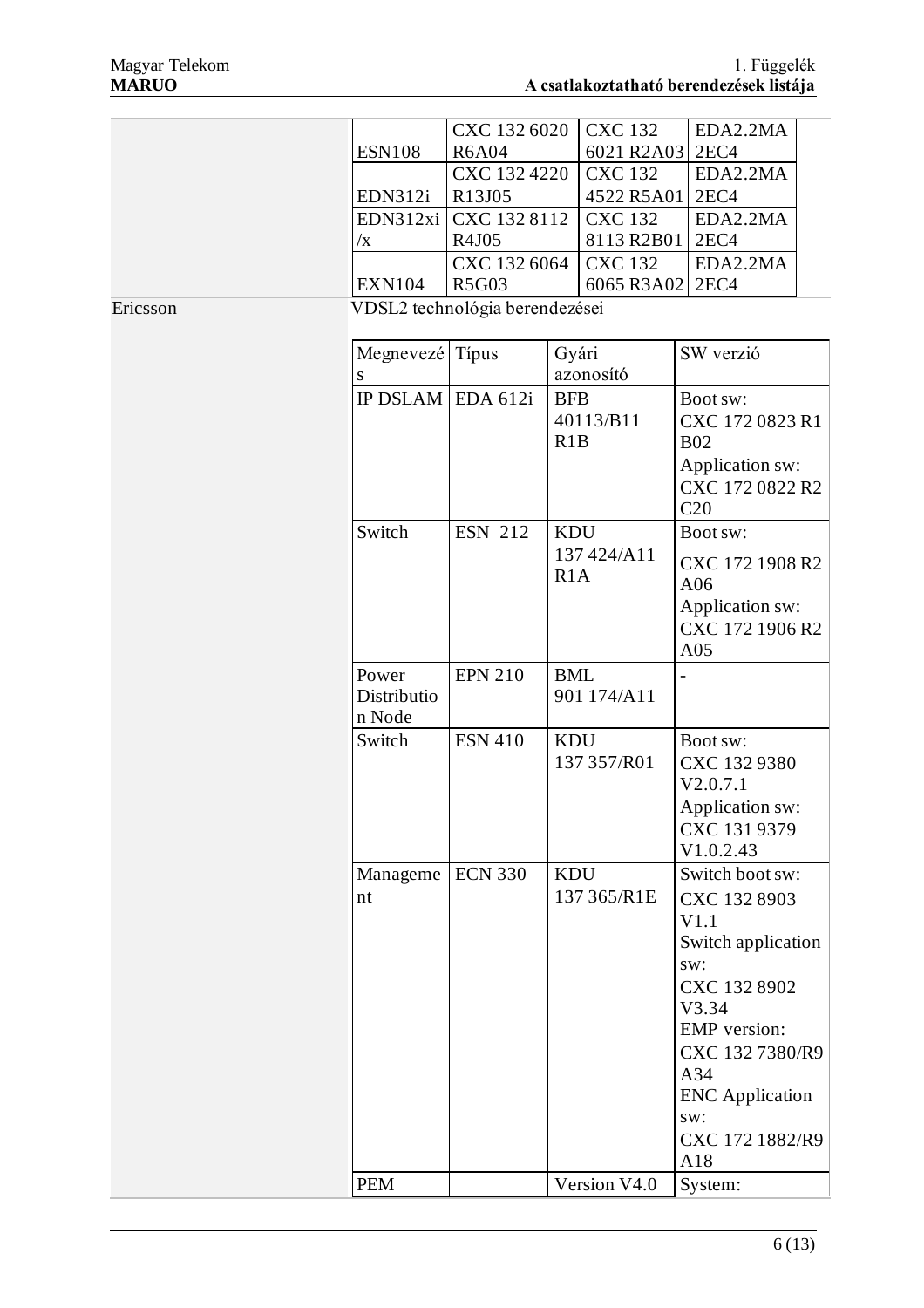| | | | |
|---|---|---|---|
| ESN108 | CXC 132 6020 R6A04 | CXC 132 6021 R2A03 | EDA2.2MA 2EC4 |
| EDN312i | CXC 132 4220 R13J05 | CXC 132 4522 R5A01 | EDA2.2MA 2EC4 |
| EDN312xi /x | CXC 132 8112 R4J05 | CXC 132 8113 R2B01 | EDA2.2MA 2EC4 |
| EXN104 | CXC 132 6064 R5G03 | CXC 132 6065 R3A02 | EDA2.2MA 2EC4 |

Ericsson

VDSL2 technológia berendezései

| Megnevezés | Típus | Gyári azonosító | SW verzió |
|---|---|---|---|
| IP DSLAM | EDA 612i | BFB 40113/B11 R1B | Boot sw: CXC 172 0823 R1 B02 Application sw: CXC 172 0822 R2 C20 |
| Switch | ESN 212 | KDU 137 424/A11 R1A | Boot sw: CXC 172 1908 R2 A06 Application sw: CXC 172 1906 R2 A05 |
| Power Distribution Node | EPN 210 | BML 901 174/A11 | - |
| Switch | ESN 410 | KDU 137 357/R01 | Boot sw: CXC 132 9380 V2.0.7.1 Application sw: CXC 131 9379 V1.0.2.43 |
| Management | ECN 330 | KDU 137 365/R1E | Switch boot sw: CXC 132 8903 V1.1 Switch application sw: CXC 132 8902 V3.34 EMP version: CXC 132 7380/R9 A34 ENC Application sw: CXC 172 1882/R9 A18 |
| PEM | | Version V4.0 | System: |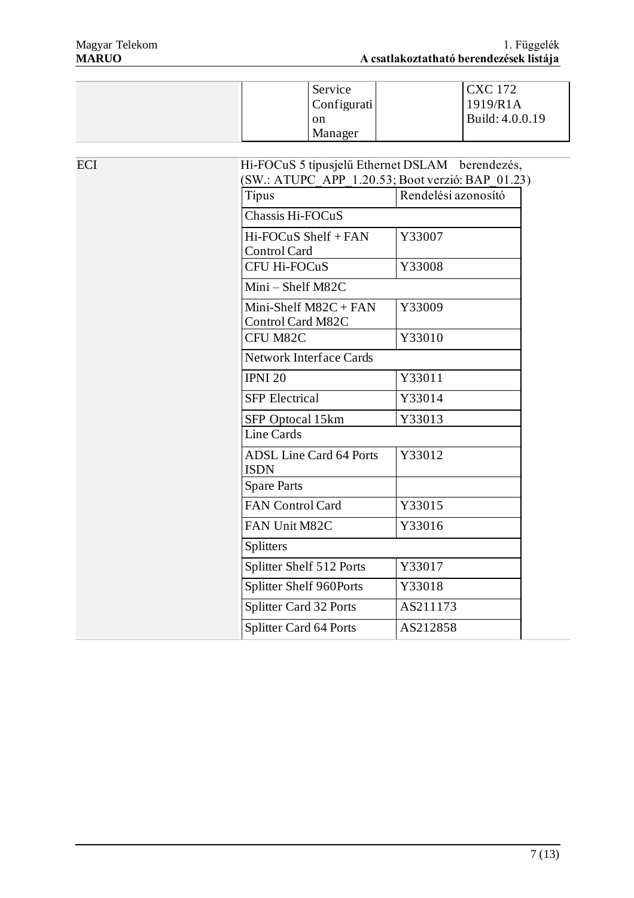| | | Service Configuration Manager | | CXC 172 1919/R1A Build: 4.0.0.19 |
|---|---|---|---|---|

ECI

Hi-FOCuS 5 típusjelű Ethernet DSLAM berendezés, (SW.: ATUPC_APP_1.20.53; Boot verzió: BAP_01.23)

| Típus | Rendelési azonosító |
|---|---|
| Chassis Hi-FOCuS | |
| Hi-FOCuS Shelf + FAN Control Card | Y33007 |
| CFU Hi-FOCuS | Y33008 |
| Mini – Shelf M82C | |
| Mini-Shelf M82C + FAN Control Card M82C | Y33009 |
| CFU M82C | Y33010 |
| Network Interface Cards | |
| IPNI 20 | Y33011 |
| SFP Electrical | Y33014 |
| SFP Optocal 15km | Y33013 |
| Line Cards | |
| ADSL Line Card 64 Ports ISDN | Y33012 |
| Spare Parts | |
| FAN Control Card | Y33015 |
| FAN Unit M82C | Y33016 |
| Splitters | |
| Splitter Shelf 512 Ports | Y33017 |
| Splitter Shelf 960Ports | Y33018 |
| Splitter Card 32 Ports | AS211173 |
| Splitter Card 64 Ports | AS212858 |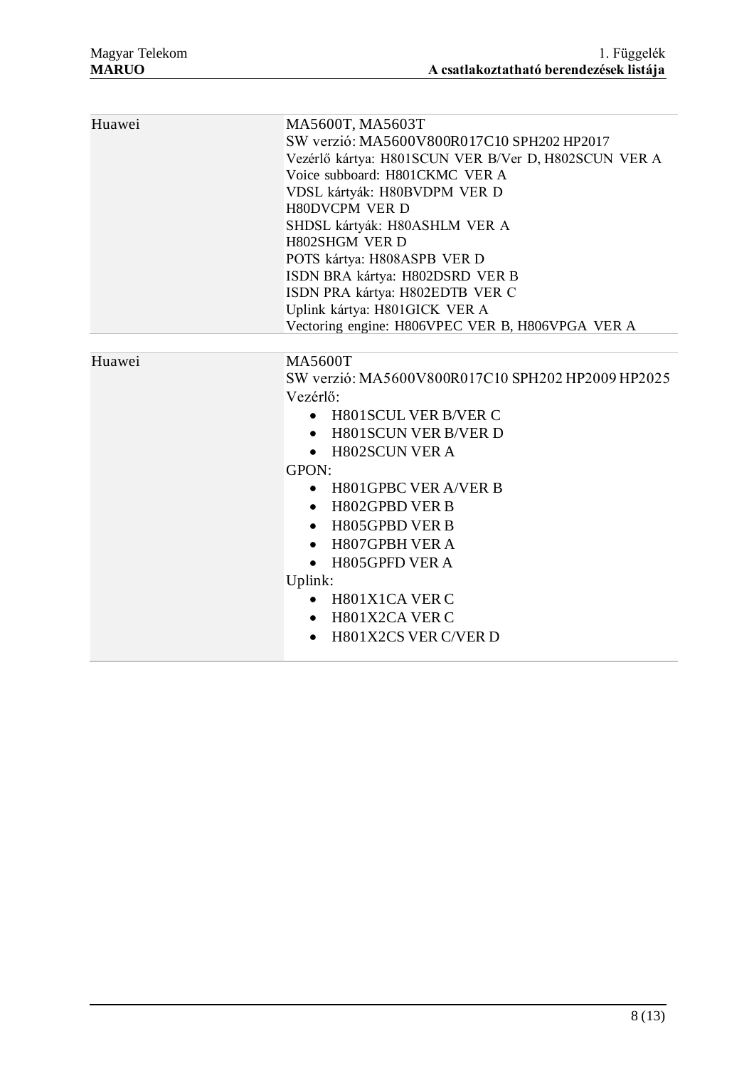| | |
|---|---|
| Huawei | MA5600T, MA5603T<br>SW verzió: MA5600V800R017C10 SPH202 HP2017<br>Vezérlő kártya: H801SCUN VER B/Ver D, H802SCUN VER A<br>Voice subboard: H801CKMC VER A<br>VDSL kártyák: H80BVDPM VER D<br>H80DVCPM VER D<br>SHDSL kártyák: H80ASHLM VER A<br>H802SHGM VER D<br>POTS kártya: H808ASPB VER D<br>ISDN BRA kártya: H802DSRD VER B<br>ISDN PRA kártya: H802EDTB VER C<br>Uplink kártya: H801GICK VER A<br>Vectoring engine: H806VPEC VER B, H806VPGA VER A |
| Huawei | MA5600T<br>SW verzió: MA5600V800R017C10 SPH202 HP2009 HP2025<br>Vezérlő:<br>• H801SCUL VER B/VER C<br>• H801SCUN VER B/VER D<br>• H802SCUN VER A<br>GPON:<br>• H801GPBC VER A/VER B<br>• H802GPBD VER B<br>• H805GPBD VER B<br>• H807GPBH VER A<br>• H805GPFD VER A<br>Uplink:<br>• H801X1CA VER C<br>• H801X2CA VER C<br>• H801X2CS VER C/VER D |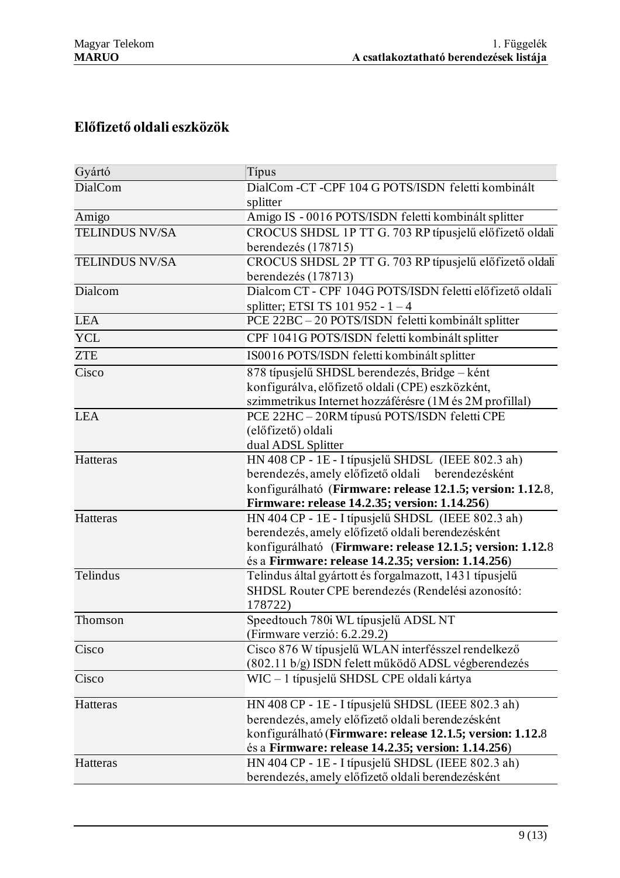## Előfizető oldali eszközök

| Gyártó | Típus |
|---|---|
| DialCom | DialCom -CT -CPF 104 G POTS/ISDN feletti kombinált splitter |
| Amigo | Amigo IS - 0016 POTS/ISDN feletti kombinált splitter |
| TELINDUS NV/SA | CROCUS SHDSL 1P TT G. 703 RP típusjelű előfizető oldali berendezés (178715) |
| TELINDUS NV/SA | CROCUS SHDSL 2P TT G. 703 RP típusjelű előfizető oldali berendezés (178713) |
| Dialcom | Dialcom CT - CPF 104G POTS/ISDN feletti előfizető oldali splitter; ETSI TS 101 952 - 1 – 4 |
| LEA | PCE 22BC – 20 POTS/ISDN feletti kombinált splitter |
| YCL | CPF 1041G POTS/ISDN feletti kombinált splitter |
| ZTE | IS0016 POTS/ISDN feletti kombinált splitter |
| Cisco | 878 típusjelű SHDSL berendezés, Bridge – ként konfigurálva, előfizető oldali (CPE) eszközként, szimmetrikus Internet hozzáférésre (1M és 2M profillal) |
| LEA | PCE 22HC – 20RM típusú POTS/ISDN feletti CPE (előfizető) oldali dual ADSL Splitter |
| Hatteras | HN 408 CP - 1E - I típusjelű SHDSL (IEEE 802.3 ah) berendezés, amely előfizető oldali berendezésként konfigurálható (**Firmware: release 12.1.5; version: 1.12.**8, **Firmware: release 14.2.35; version: 1.14.256**) |
| Hatteras | HN 404 CP - 1E - I típusjelű SHDSL (IEEE 802.3 ah) berendezés, amely előfizető oldali berendezésként konfigurálható (**Firmware: release 12.1.5; version: 1.12.**8 és a **Firmware: release 14.2.35; version: 1.14.256**) |
| Telindus | Telindus által gyártott és forgalmazott, 1431 típusjelű SHDSL Router CPE berendezés (Rendelési azonosító: 178722) |
| Thomson | Speedtouch 780i WL típusjelű ADSL NT (Firmware verzió: 6.2.29.2) |
| Cisco | Cisco 876 W típusjelű WLAN interfésszel rendelkező (802.11 b/g) ISDN felett működő ADSL végberendezés |
| Cisco | WIC – 1 típusjelű SHDSL CPE oldali kártya |
| Hatteras | HN 408 CP - 1E - I típusjelű SHDSL (IEEE 802.3 ah) berendezés, amely előfizető oldali berendezésként konfigurálható (**Firmware: release 12.1.5; version: 1.12.**8 és a **Firmware: release 14.2.35; version: 1.14.256**) |
| Hatteras | HN 404 CP - 1E - I típusjelű SHDSL (IEEE 802.3 ah) berendezés, amely előfizető oldali berendezésként |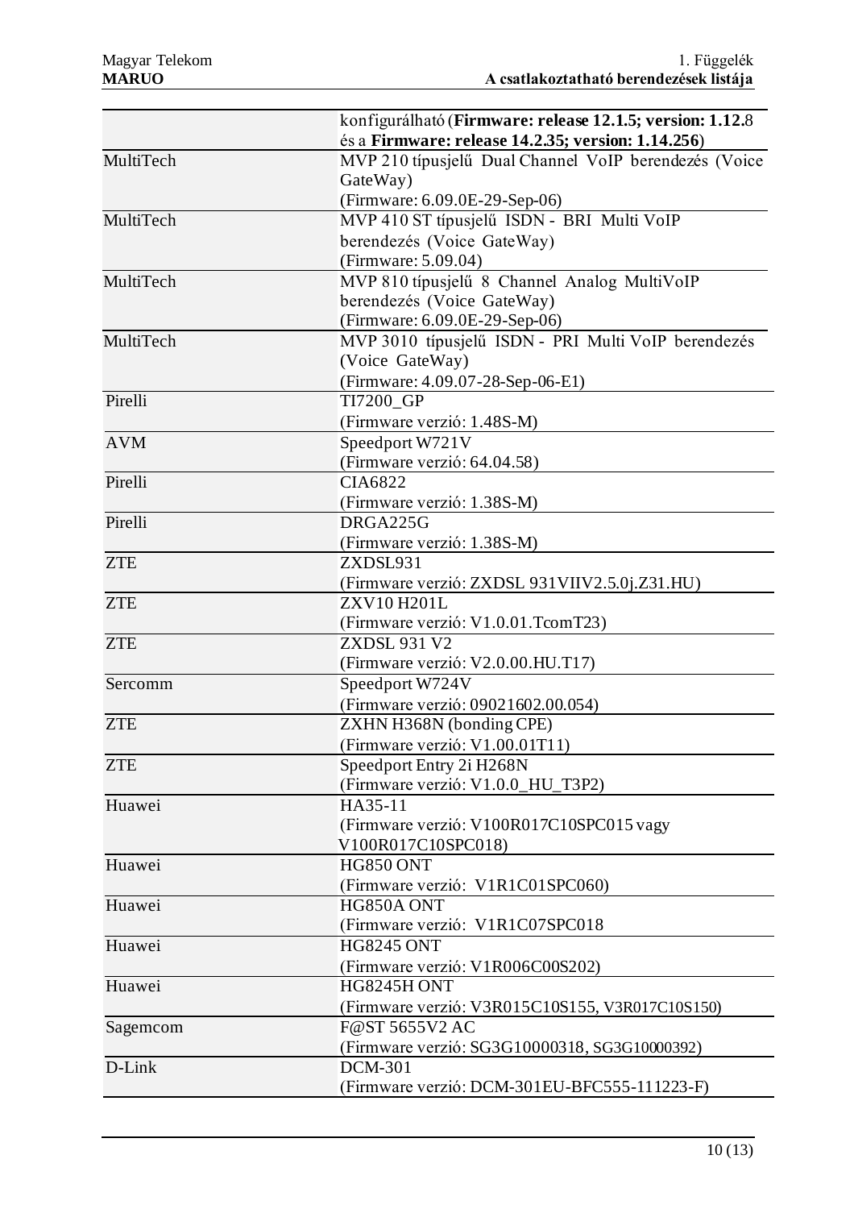| | |
|---|---|
| | konfigurálható (**Firmware: release 12.1.5; version: 1.12.**8 és a **Firmware: release 14.2.35; version: 1.14.256**) |
| MultiTech | MVP 210 típusjelű Dual Channel VoIP berendezés (Voice GateWay)<br>(Firmware: 6.09.0E-29-Sep-06) |
| MultiTech | MVP 410 ST típusjelű ISDN - BRI Multi VoIP berendezés (Voice GateWay)<br>(Firmware: 5.09.04) |
| MultiTech | MVP 810 típusjelű 8 Channel Analog MultiVoIP berendezés (Voice GateWay)<br>(Firmware: 6.09.0E-29-Sep-06) |
| MultiTech | MVP 3010 típusjelű ISDN - PRI Multi VoIP berendezés (Voice GateWay)<br>(Firmware: 4.09.07-28-Sep-06-E1) |
| Pirelli | TI7200_GP<br>(Firmware verzió: 1.48S-M) |
| AVM | Speedport W721V<br>(Firmware verzió: 64.04.58) |
| Pirelli | CIA6822<br>(Firmware verzió: 1.38S-M) |
| Pirelli | DRGA225G<br>(Firmware verzió: 1.38S-M) |
| ZTE | ZXDSL931<br>(Firmware verzió: ZXDSL 931VIIV2.5.0j.Z31.HU) |
| ZTE | ZXV10 H201L<br>(Firmware verzió: V1.0.01.TcomT23) |
| ZTE | ZXDSL 931 V2<br>(Firmware verzió: V2.0.00.HU.T17) |
| Sercomm | Speedport W724V<br>(Firmware verzió: 09021602.00.054) |
| ZTE | ZXHN H368N (bonding CPE)<br>(Firmware verzió: V1.00.01T11) |
| ZTE | Speedport Entry 2i H268N<br>(Firmware verzió: V1.0.0_HU_T3P2) |
| Huawei | HA35-11<br>(Firmware verzió: V100R017C10SPC015 vagy V100R017C10SPC018) |
| Huawei | HG850 ONT<br>(Firmware verzió: V1R1C01SPC060) |
| Huawei | HG850A ONT<br>(Firmware verzió: V1R1C07SPC018 |
| Huawei | HG8245 ONT<br>(Firmware verzió: V1R006C00S202) |
| Huawei | HG8245H ONT<br>(Firmware verzió: V3R015C10S155, V3R017C10S150) |
| Sagemcom | F@ST 5655V2 AC<br>(Firmware verzió: SG3G10000318, SG3G10000392) |
| D-Link | DCM-301<br>(Firmware verzió: DCM-301EU-BFC555-111223-F) |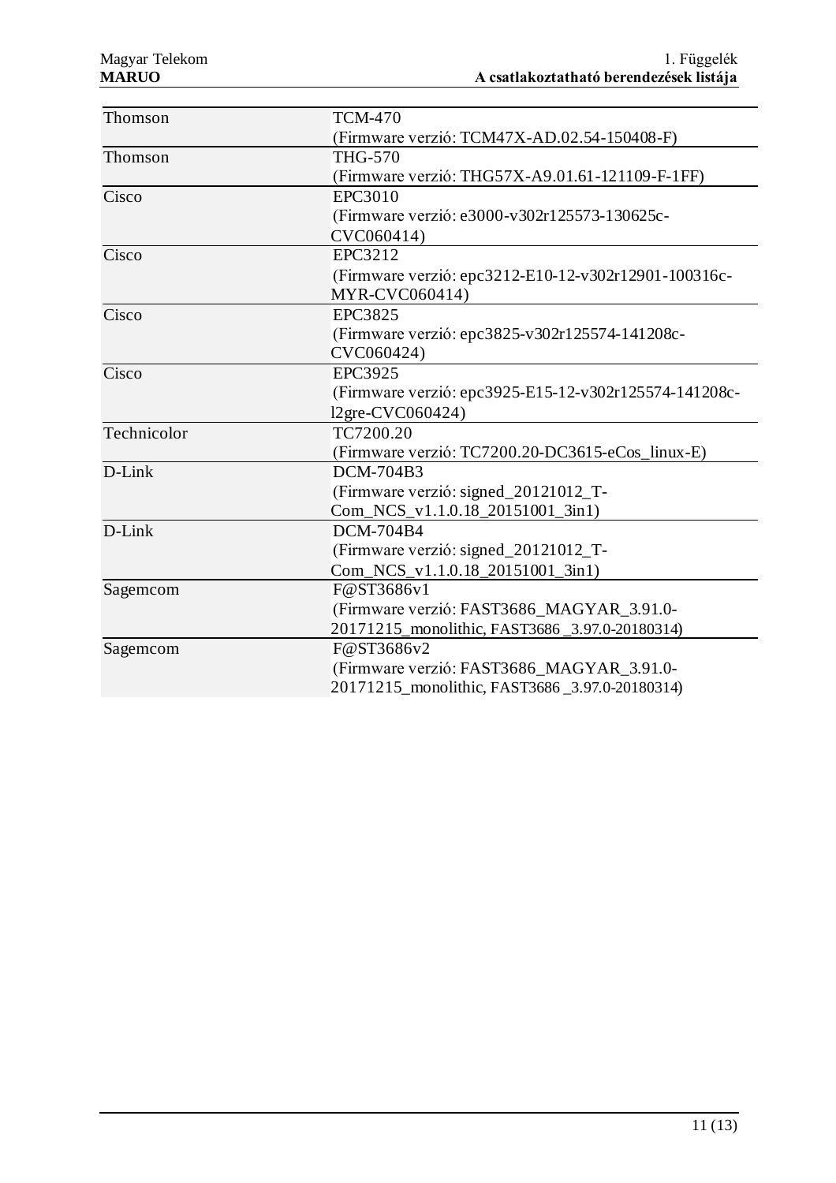| | |
|---|---|
| Thomson | TCM-470 (Firmware verzió: TCM47X-AD.02.54-150408-F) |
| Thomson | THG-570 (Firmware verzió: THG57X-A9.01.61-121109-F-1FF) |
| Cisco | EPC3010 (Firmware verzió: e3000-v302r125573-130625c-CVC060414) |
| Cisco | EPC3212 (Firmware verzió: epc3212-E10-12-v302r12901-100316c-MYR-CVC060414) |
| Cisco | EPC3825 (Firmware verzió: epc3825-v302r125574-141208c-CVC060424) |
| Cisco | EPC3925 (Firmware verzió: epc3925-E15-12-v302r125574-141208c-l2gre-CVC060424) |
| Technicolor | TC7200.20 (Firmware verzió: TC7200.20-DC3615-eCos_linux-E) |
| D-Link | DCM-704B3 (Firmware verzió: signed_20121012_T-Com_NCS_v1.1.0.18_20151001_3in1) |
| D-Link | DCM-704B4 (Firmware verzió: signed_20121012_T-Com_NCS_v1.1.0.18_20151001_3in1) |
| Sagemcom | F@ST3686v1 (Firmware verzió: FAST3686_MAGYAR_3.91.0-20171215_monolithic, FAST3686 _3.97.0-20180314) |
| Sagemcom | F@ST3686v2 (Firmware verzió: FAST3686_MAGYAR_3.91.0-20171215_monolithic, FAST3686 _3.97.0-20180314) |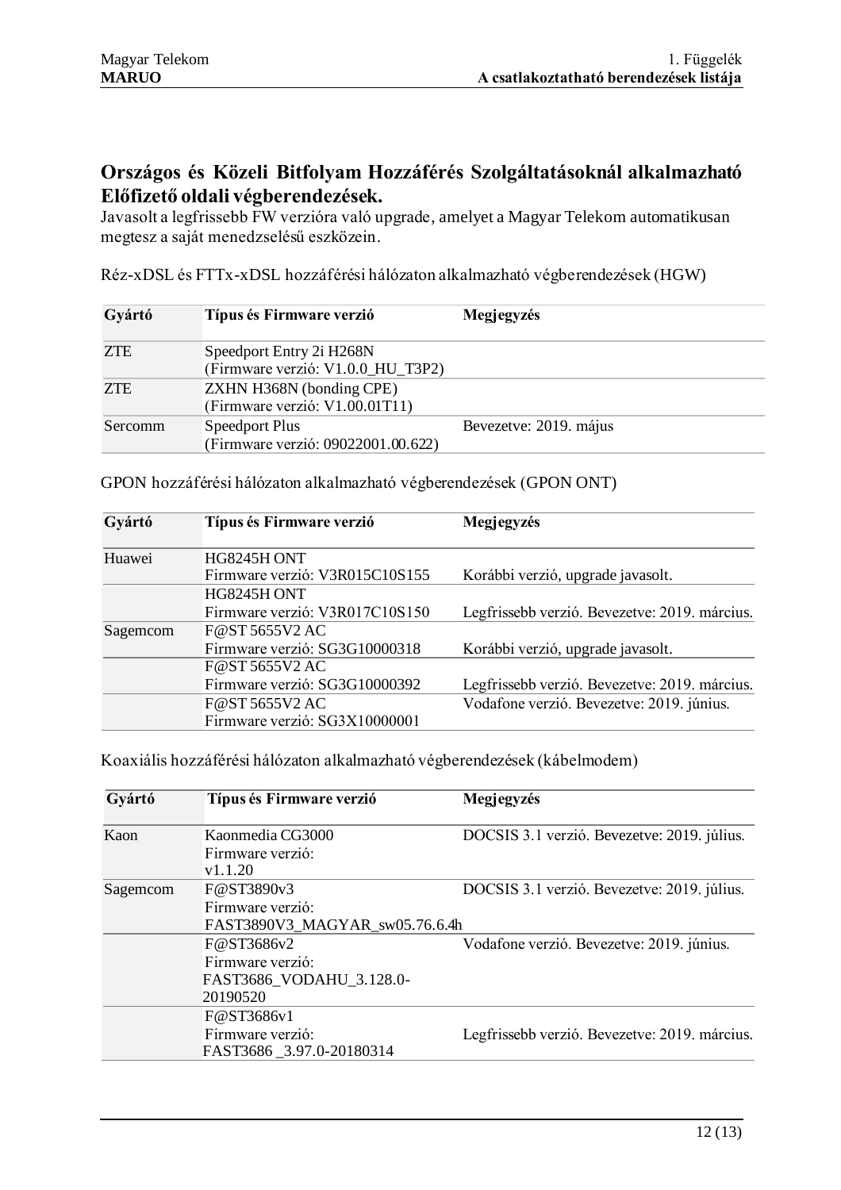## Országos és Közeli Bitfolyam Hozzáférés Szolgáltatásoknál alkalmazható Előfizető oldali végberendezések.

Javasolt a legfrissebb FW verzióra való upgrade, amelyet a Magyar Telekom automatikusan megtesz a saját menedzselésű eszközein.

Réz-xDSL és FTTx-xDSL hozzáférési hálózaton alkalmazható végberendezések (HGW)

| Gyártó | Típus és Firmware verzió | Megjegyzés |
|---|---|---|
| ZTE | Speedport Entry 2i H268N (Firmware verzió: V1.0.0_HU_T3P2) | |
| ZTE | ZXHN H368N (bonding CPE) (Firmware verzió: V1.00.01T11) | |
| Sercomm | Speedport Plus (Firmware verzió: 09022001.00.622) | Bevezetve: 2019. május |

GPON hozzáférési hálózaton alkalmazható végberendezések (GPON ONT)

| Gyártó | Típus és Firmware verzió | Megjegyzés |
|---|---|---|
| Huawei | HG8245H ONT Firmware verzió: V3R015C10S155 | Korábbi verzió, upgrade javasolt. |
| | HG8245H ONT Firmware verzió: V3R017C10S150 | Legfrissebb verzió. Bevezetve: 2019. március. |
| Sagemcom | F@ST 5655V2 AC Firmware verzió: SG3G10000318 | Korábbi verzió, upgrade javasolt. |
| | F@ST 5655V2 AC Firmware verzió: SG3G10000392 | Legfrissebb verzió. Bevezetve: 2019. március. |
| | F@ST 5655V2 AC Firmware verzió: SG3X10000001 | Vodafone verzió. Bevezetve: 2019. június. |

Koaxiális hozzáférési hálózaton alkalmazható végberendezések (kábelmodem)

| Gyártó | Típus és Firmware verzió | Megjegyzés |
|---|---|---|
| Kaon | Kaonmedia CG3000 Firmware verzió: v1.1.20 | DOCSIS 3.1 verzió. Bevezetve: 2019. július. |
| Sagemcom | F@ST3890v3 Firmware verzió: FAST3890V3_MAGYAR_sw05.76.6.4h | DOCSIS 3.1 verzió. Bevezetve: 2019. július. |
| | F@ST3686v2 Firmware verzió: FAST3686_VODAHU_3.128.0-20190520 | Vodafone verzió. Bevezetve: 2019. június. |
| | F@ST3686v1 Firmware verzió: FAST3686 _3.97.0-20180314 | Legfrissebb verzió. Bevezetve: 2019. március. |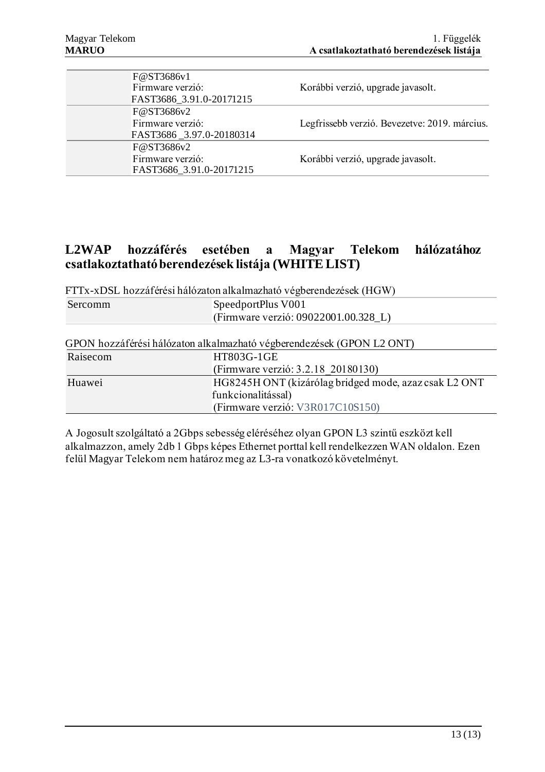| | | |
|---|---|---|
| | F@ST3686v1<br>Firmware verzió:<br>FAST3686_3.91.0-20171215 | Korábbi verzió, upgrade javasolt. |
| | F@ST3686v2<br>Firmware verzió:<br>FAST3686 _3.97.0-20180314 | Legfrissebb verzió. Bevezetve: 2019. március. |
| | F@ST3686v2<br>Firmware verzió:<br>FAST3686_3.91.0-20171215 | Korábbi verzió, upgrade javasolt. |

## L2WAP hozzáférés esetében a Magyar Telekom hálózatához csatlakoztatható berendezések listája (WHITE LIST)

FTTx-xDSL hozzáférési hálózaton alkalmazható végberendezések (HGW)

| | |
|---|---|
| Sercomm | SpeedportPlus V001<br>(Firmware verzió: 09022001.00.328_L) |

GPON hozzáférési hálózaton alkalmazható végberendezések (GPON L2 ONT)

| | |
|---|---|
| Raisecom | HT803G-1GE<br>(Firmware verzió: 3.2.18_20180130) |
| Huawei | HG8245H ONT (kizárólag bridged mode, azaz csak L2 ONT funkcionalitással)<br>(Firmware verzió: V3R017C10S150) |

A Jogosult szolgáltató a 2Gbps sebesség eléréséhez olyan GPON L3 szintű eszközt kell alkalmazzon, amely 2db 1 Gbps képes Ethernet porttal kell rendelkezzen WAN oldalon. Ezen felül Magyar Telekom nem határoz meg az L3-ra vonatkozó követelményt.